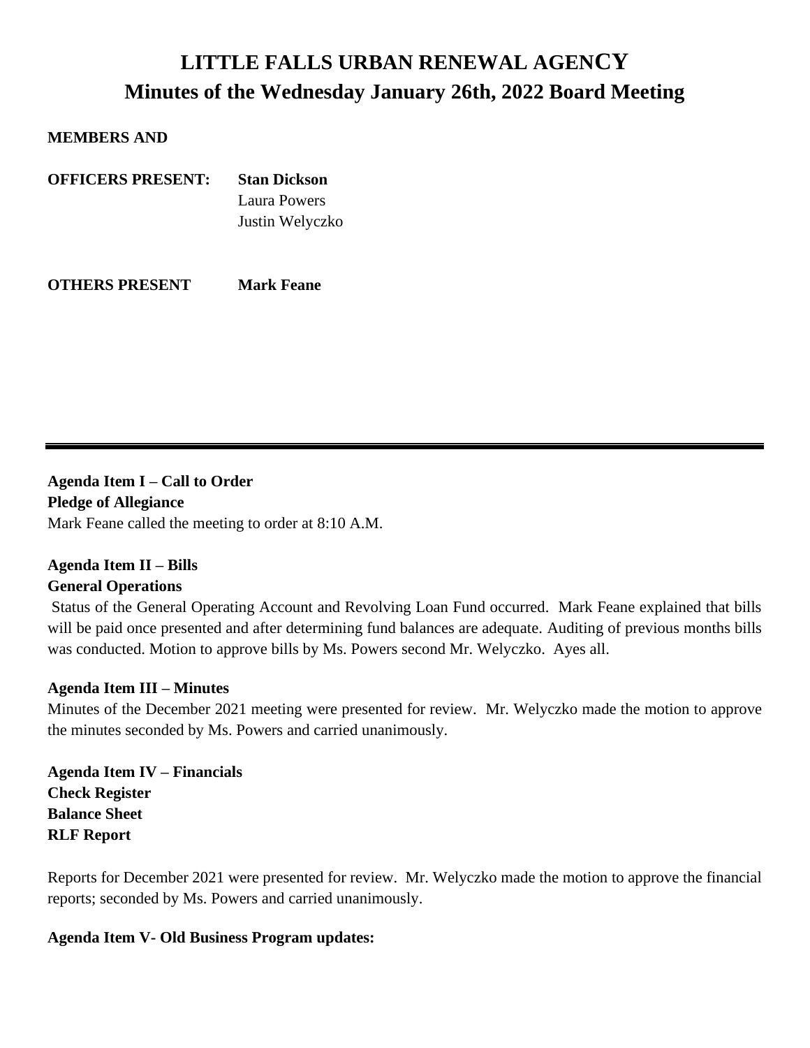# LITTLE FALLS URBAN RENEWAL AGENCY
## Minutes of the Wednesday January 26th, 2022 Board Meeting

**MEMBERS AND**

**OFFICERS PRESENT:** **Stan Dickson**
Laura Powers
Justin Welyczko

**OTHERS PRESENT** **Mark Feane**

---

**Agenda Item I – Call to Order**
**Pledge of Allegiance**
Mark Feane called the meeting to order at 8:10 A.M.

**Agenda Item II – Bills**
**General Operations**
Status of the General Operating Account and Revolving Loan Fund occurred. Mark Feane explained that bills will be paid once presented and after determining fund balances are adequate. Auditing of previous months bills was conducted. Motion to approve bills by Ms. Powers second Mr. Welyczko. Ayes all.

**Agenda Item III – Minutes**
Minutes of the December 2021 meeting were presented for review. Mr. Welyczko made the motion to approve the minutes seconded by Ms. Powers and carried unanimously.

**Agenda Item IV – Financials**
**Check Register**
**Balance Sheet**
**RLF Report**

Reports for December 2021 were presented for review. Mr. Welyczko made the motion to approve the financial reports; seconded by Ms. Powers and carried unanimously.

**Agenda Item V- Old Business Program updates:**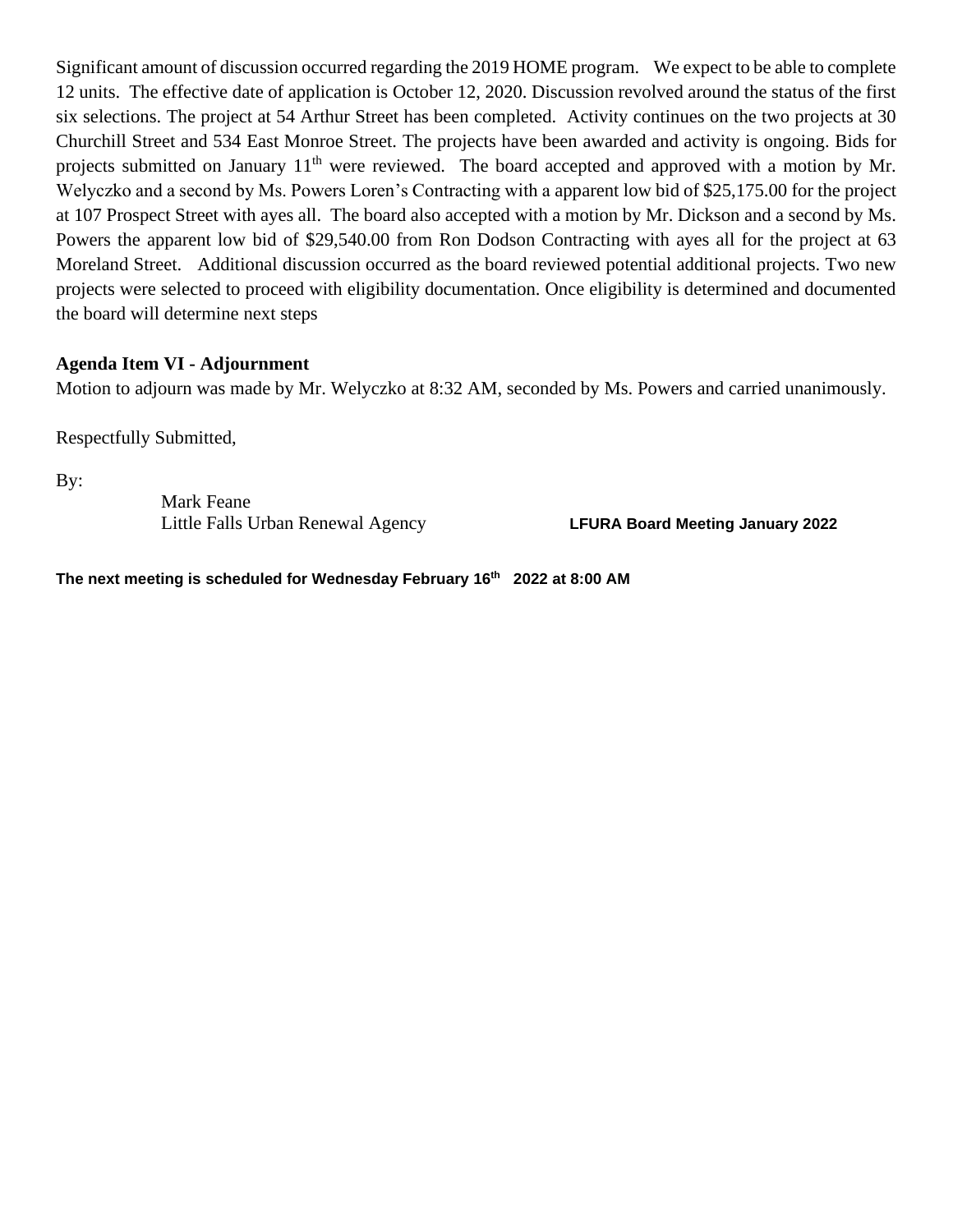Significant amount of discussion occurred regarding the 2019 HOME program. We expect to be able to complete 12 units. The effective date of application is October 12, 2020. Discussion revolved around the status of the first six selections. The project at 54 Arthur Street has been completed. Activity continues on the two projects at 30 Churchill Street and 534 East Monroe Street. The projects have been awarded and activity is ongoing. Bids for projects submitted on January 11th were reviewed. The board accepted and approved with a motion by Mr. Welyczko and a second by Ms. Powers Loren's Contracting with a apparent low bid of $25,175.00 for the project at 107 Prospect Street with ayes all. The board also accepted with a motion by Mr. Dickson and a second by Ms. Powers the apparent low bid of $29,540.00 from Ron Dodson Contracting with ayes all for the project at 63 Moreland Street. Additional discussion occurred as the board reviewed potential additional projects. Two new projects were selected to proceed with eligibility documentation. Once eligibility is determined and documented the board will determine next steps

**Agenda Item VI - Adjournment**

Motion to adjourn was made by Mr. Welyczko at 8:32 AM, seconded by Ms. Powers and carried unanimously.

Respectfully Submitted,

By:

Mark Feane
Little Falls Urban Renewal Agency

**The next meeting is scheduled for Wednesday February 16th 2022 at 8:00 AM**